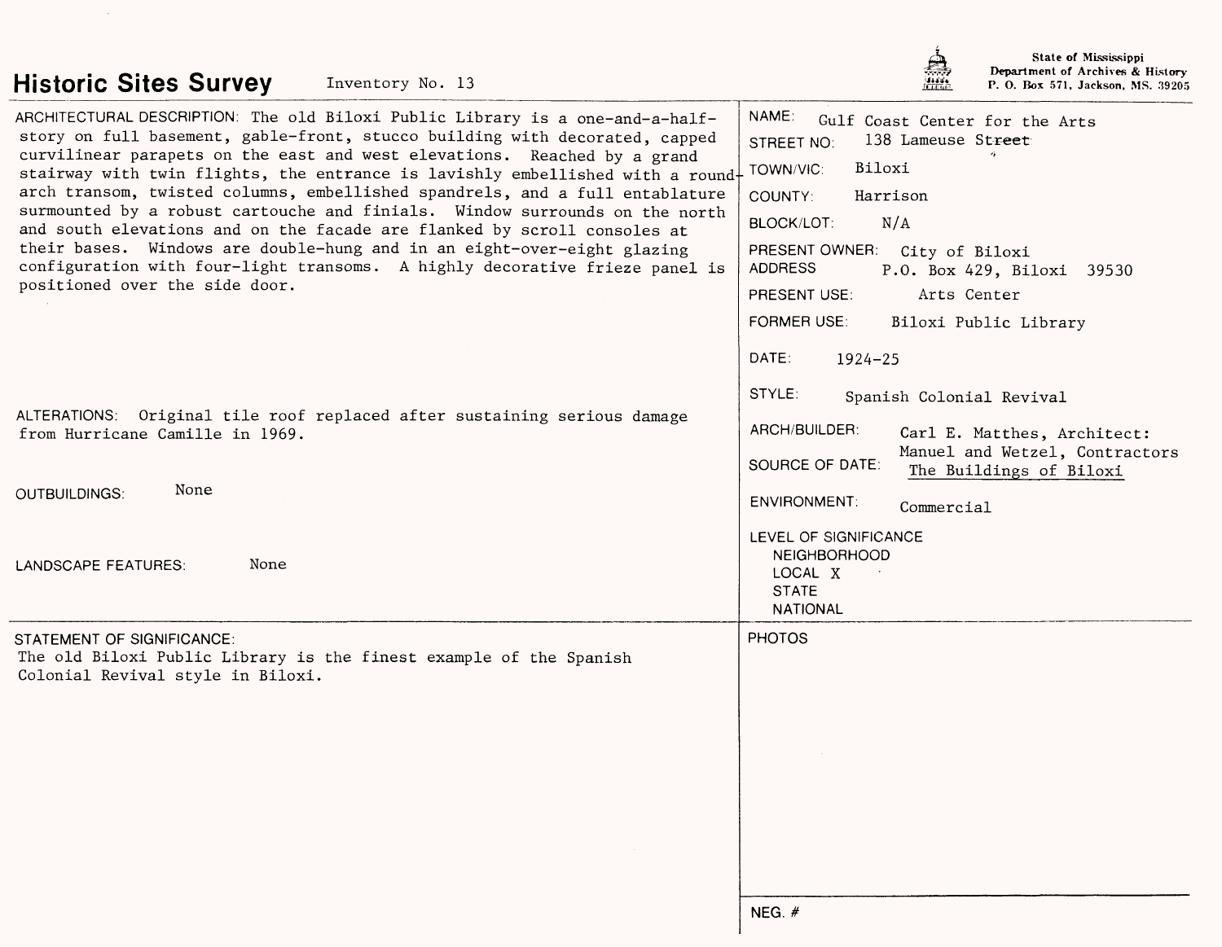# Historic Sites Survey

Inventory No. 13

State of Mississippi
Department of Archives & History
P. O. Box 571, Jackson, MS. 39205

ARCHITECTURAL DESCRIPTION: The old Biloxi Public Library is a one-and-a-half-story on full basement, gable-front, stucco building with decorated, capped curvilinear parapets on the east and west elevations. Reached by a grand stairway with twin flights, the entrance is lavishly embellished with a round-arch transom, twisted columns, embellished spandrels, and a full entablature surmounted by a robust cartouche and finials. Window surrounds on the north and south elevations and on the facade are flanked by scroll consoles at their bases. Windows are double-hung and in an eight-over-eight glazing configuration with four-light transoms. A highly decorative frieze panel is positioned over the side door.

ALTERATIONS: Original tile roof replaced after sustaining serious damage from Hurricane Camille in 1969.

OUTBUILDINGS: None

LANDSCAPE FEATURES: None

NAME: Gulf Coast Center for the Arts

STREET NO: 138 Lameuse Street

TOWN/VIC: Biloxi

COUNTY: Harrison

BLOCK/LOT: N/A

PRESENT OWNER: City of Biloxi

ADDRESS: P.O. Box 429, Biloxi 39530

PRESENT USE: Arts Center

FORMER USE: Biloxi Public Library

DATE: 1924-25

STYLE: Spanish Colonial Revival

ARCH/BUILDER: Carl E. Matthes, Architect: Manuel and Wetzel, Contractors

SOURCE OF DATE: The Buildings of Biloxi

ENVIRONMENT: Commercial

LEVEL OF SIGNIFICANCE
- NEIGHBORHOOD
- LOCAL X
- STATE
- NATIONAL

STATEMENT OF SIGNIFICANCE:
The old Biloxi Public Library is the finest example of the Spanish Colonial Revival style in Biloxi.

PHOTOS

NEG. #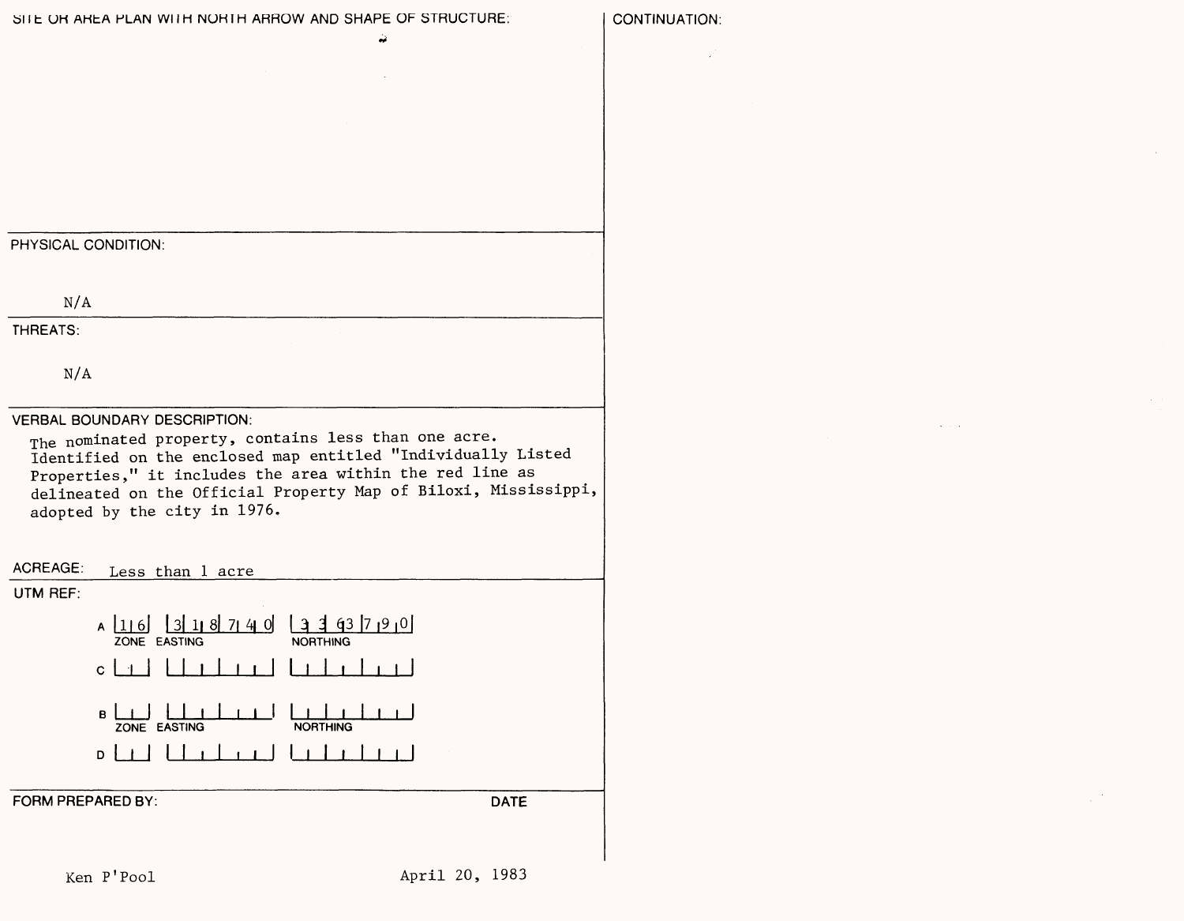SITE OR AREA PLAN WITH NORTH ARROW AND SHAPE OF STRUCTURE:

PHYSICAL CONDITION:

N/A

THREATS:

N/A

VERBAL BOUNDARY DESCRIPTION:

The nominated property, contains less than one acre. Identified on the enclosed map entitled "Individually Listed Properties," it includes the area within the red line as delineated on the Official Property Map of Biloxi, Mississippi, adopted by the city in 1976.

ACREAGE: Less than 1 acre

UTM REF:

| | ZONE | EASTING | NORTHING |
|---|---|---|---|
| A | 16 | 318740 | 3363790 |
| B | | | |
| C | | | |
| D | | | |

FORM PREPARED BY: Ken P'Pool

DATE: April 20, 1983

CONTINUATION: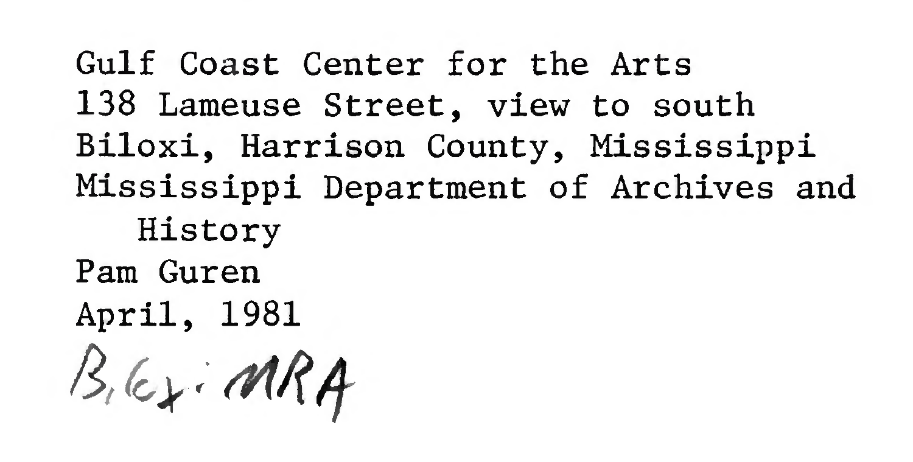Gulf Coast Center for the Arts
138 Lameuse Street, view to south
Biloxi, Harrison County, Mississippi
Mississippi Department of Archives and History
Pam Guren
April, 1981
Biloxi MRA